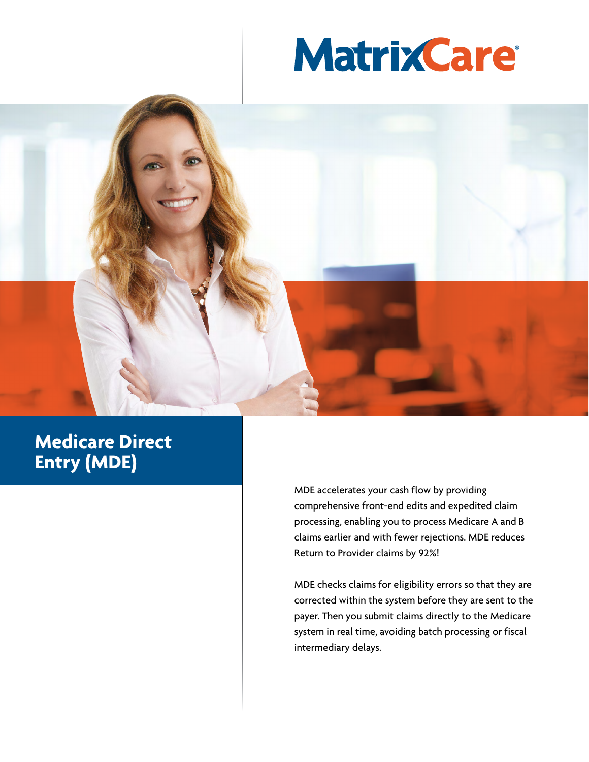# MatrixCare

## Medicare Direct Entry (MDE)

MDE accelerates your cash flow by providing comprehensive front-end edits and expedited claim processing, enabling you to process Medicare A and B claims earlier and with fewer rejections. MDE reduces Return to Provider claims by 92%!

MDE checks claims for eligibility errors so that they are corrected within the system before they are sent to the payer. Then you submit claims directly to the Medicare system in real time, avoiding batch processing or fiscal intermediary delays.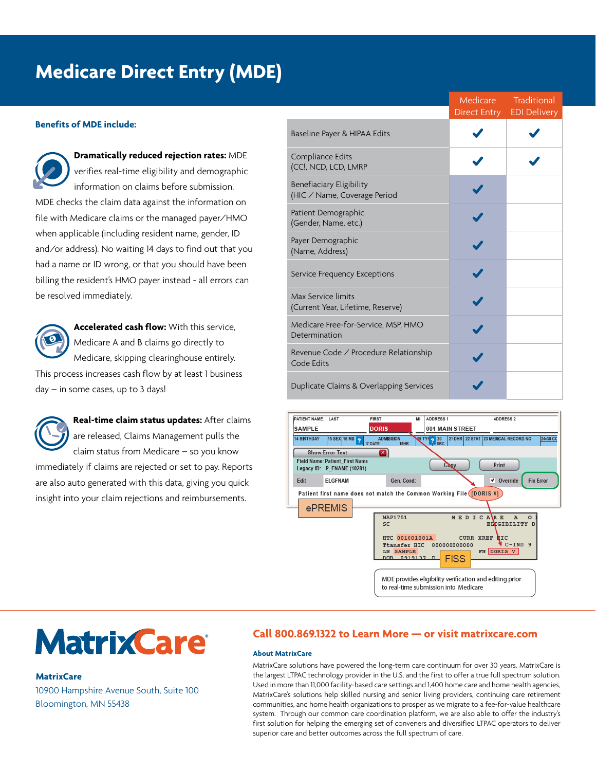# Medicare Direct Entry (MDE)

### Benefits of MDE include:

**Dramatically reduced rejection rates:** MDE verifies real-time eligibility and demographic information on claims before submission. MDE checks the claim data against the information on file with Medicare claims or the managed payer/HMO when applicable (including resident name, gender, ID and/or address). No waiting 14 days to find out that you had a name or ID wrong, or that you should have been billing the resident's HMO payer instead - all errors can be resolved immediately.

**Accelerated cash flow:** With this service, Medicare A and B claims go directly to Medicare, skipping clearinghouse entirely. This process increases cash flow by at least 1 business day – in some cases, up to 3 days!

**Real-time claim status updates:** After claims are released, Claims Management pulls the claim status from Medicare – so you know immediately if claims are rejected or set to pay. Reports are also auto generated with this data, giving you quick insight into your claim rejections and reimbursements.

| | Medicare Direct Entry | Traditional EDI Delivery |
|---|---|---|
| Baseline Payer & HIPAA Edits | ✔ | ✔ |
| Compliance Edits (CCI, NCD, LCD, LMRP | ✔ | ✔ |
| Benefiaciary Eligibility (HIC / Name, Coverage Period | ✔ | |
| Patient Demographic (Gender, Name, etc.) | ✔ | |
| Payer Demographic (Name, Address) | ✔ | |
| Service Frequency Exceptions | ✔ | |
| Max Service limits (Current Year, Lifetime, Reserve) | ✔ | |
| Medicare Free-for-Service, MSP, HMO Determination | ✔ | |
| Revenue Code / Procedure Relationship Code Edits | ✔ | |
| Duplicate Claims & Overlapping Services | ✔ | |

ePREMIS

FISS

MDE provides eligibility verification and editing prior to real-time submission into Medicare

**MatrixCare**

**MatrixCare**
10900 Hampshire Avenue South, Suite 100
Bloomington, MN 55438

## Call 800.869.1322 to Learn More — or visit matrixcare.com

**About MatrixCare**

MatrixCare solutions have powered the long-term care continuum for over 30 years. MatrixCare is the largest LTPAC technology provider in the U.S. and the first to offer a true full spectrum solution. Used in more than 11,000 facility-based care settings and 1,400 home care and home health agencies, MatrixCare's solutions help skilled nursing and senior living providers, continuing care retirement communities, and home health organizations to prosper as we migrate to a fee-for-value healthcare system. Through our common care coordination platform, we are also able to offer the industry's first solution for helping the emerging set of conveners and diversified LTPAC operators to deliver superior care and better outcomes across the full spectrum of care.